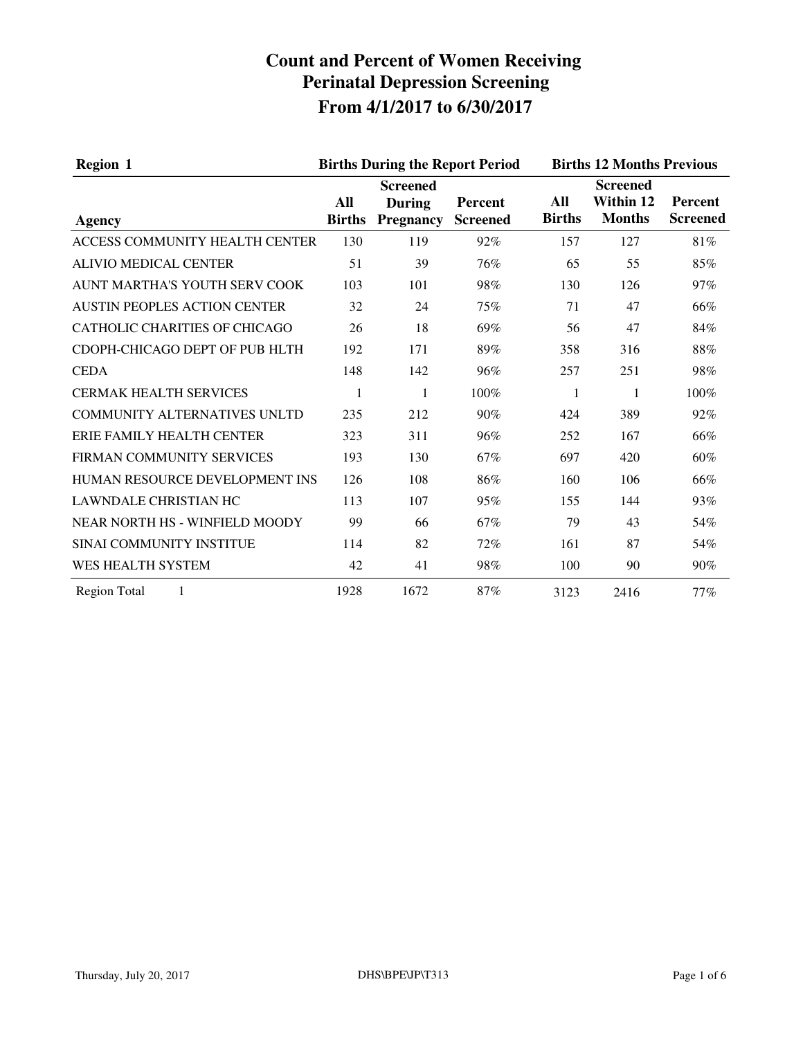# Count and Percent of Women Receiving Perinatal Depression Screening From 4/1/2017 to 6/30/2017

| Region 1 | Births During the Report Period | | | Births 12 Months Previous | | |
|---|---|---|---|---|---|---|
| Agency | All Births | Screened During Pregnancy | Percent Screened | All Births | Screened Within 12 Months | Percent Screened |
| ACCESS COMMUNITY HEALTH CENTER | 130 | 119 | 92% | 157 | 127 | 81% |
| ALIVIO MEDICAL CENTER | 51 | 39 | 76% | 65 | 55 | 85% |
| AUNT MARTHA'S YOUTH SERV COOK | 103 | 101 | 98% | 130 | 126 | 97% |
| AUSTIN PEOPLES ACTION CENTER | 32 | 24 | 75% | 71 | 47 | 66% |
| CATHOLIC CHARITIES OF CHICAGO | 26 | 18 | 69% | 56 | 47 | 84% |
| CDOPH-CHICAGO DEPT OF PUB HLTH | 192 | 171 | 89% | 358 | 316 | 88% |
| CEDA | 148 | 142 | 96% | 257 | 251 | 98% |
| CERMAK HEALTH SERVICES | 1 | 1 | 100% | 1 | 1 | 100% |
| COMMUNITY ALTERNATIVES UNLTD | 235 | 212 | 90% | 424 | 389 | 92% |
| ERIE FAMILY HEALTH CENTER | 323 | 311 | 96% | 252 | 167 | 66% |
| FIRMAN COMMUNITY SERVICES | 193 | 130 | 67% | 697 | 420 | 60% |
| HUMAN RESOURCE DEVELOPMENT INS | 126 | 108 | 86% | 160 | 106 | 66% |
| LAWNDALE CHRISTIAN HC | 113 | 107 | 95% | 155 | 144 | 93% |
| NEAR NORTH HS - WINFIELD MOODY | 99 | 66 | 67% | 79 | 43 | 54% |
| SINAI COMMUNITY INSTITUE | 114 | 82 | 72% | 161 | 87 | 54% |
| WES HEALTH SYSTEM | 42 | 41 | 98% | 100 | 90 | 90% |
| Region Total 1 | 1928 | 1672 | 87% | 3123 | 2416 | 77% |

Thursday, July 20, 2017 DHS\BPE\JP\T313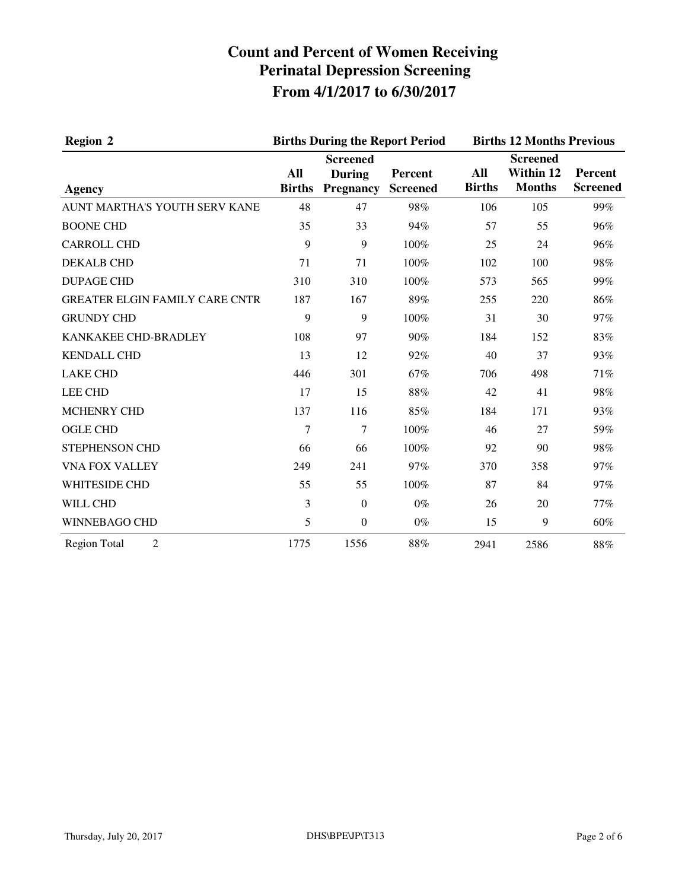# Count and Percent of Women Receiving Perinatal Depression Screening From 4/1/2017 to 6/30/2017

| Region 2 | Births During the Report Period | | | Births 12 Months Previous | | |
|---|---|---|---|---|---|---|
| Agency | All Births | Screened During Pregnancy | Percent Screened | All Births | Screened Within 12 Months | Percent Screened |
| AUNT MARTHA'S YOUTH SERV KANE | 48 | 47 | 98% | 106 | 105 | 99% |
| BOONE CHD | 35 | 33 | 94% | 57 | 55 | 96% |
| CARROLL CHD | 9 | 9 | 100% | 25 | 24 | 96% |
| DEKALB CHD | 71 | 71 | 100% | 102 | 100 | 98% |
| DUPAGE CHD | 310 | 310 | 100% | 573 | 565 | 99% |
| GREATER ELGIN FAMILY CARE CNTR | 187 | 167 | 89% | 255 | 220 | 86% |
| GRUNDY CHD | 9 | 9 | 100% | 31 | 30 | 97% |
| KANKAKEE CHD-BRADLEY | 108 | 97 | 90% | 184 | 152 | 83% |
| KENDALL CHD | 13 | 12 | 92% | 40 | 37 | 93% |
| LAKE CHD | 446 | 301 | 67% | 706 | 498 | 71% |
| LEE CHD | 17 | 15 | 88% | 42 | 41 | 98% |
| MCHENRY CHD | 137 | 116 | 85% | 184 | 171 | 93% |
| OGLE CHD | 7 | 7 | 100% | 46 | 27 | 59% |
| STEPHENSON CHD | 66 | 66 | 100% | 92 | 90 | 98% |
| VNA FOX VALLEY | 249 | 241 | 97% | 370 | 358 | 97% |
| WHITESIDE CHD | 55 | 55 | 100% | 87 | 84 | 97% |
| WILL CHD | 3 | 0 | 0% | 26 | 20 | 77% |
| WINNEBAGO CHD | 5 | 0 | 0% | 15 | 9 | 60% |
| Region Total 2 | 1775 | 1556 | 88% | 2941 | 2586 | 88% |

Thursday, July 20, 2017 DHS\BPE\JP\T313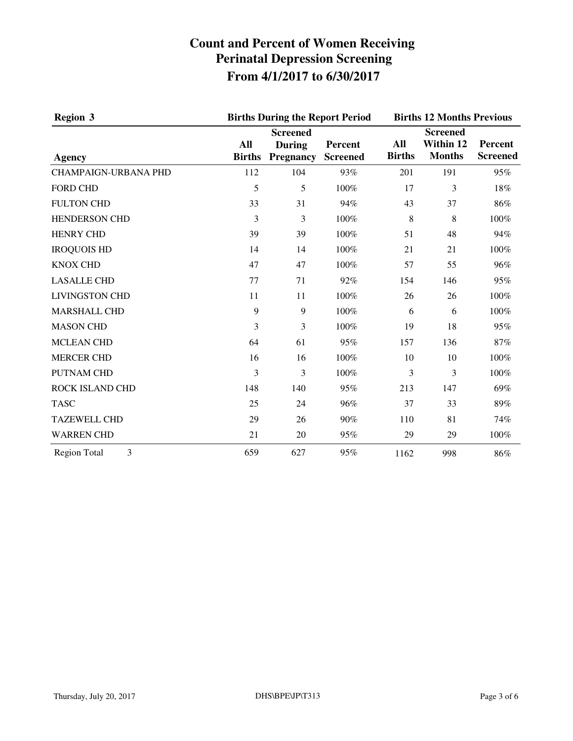# Count and Percent of Women Receiving Perinatal Depression Screening From 4/1/2017 to 6/30/2017

| Region 3 | Births During the Report Period | | | Births 12 Months Previous | | |
|---|---|---|---|---|---|---|
| Agency | All Births | Screened During Pregnancy | Percent Screened | All Births | Screened Within 12 Months | Percent Screened |
| CHAMPAIGN-URBANA PHD | 112 | 104 | 93% | 201 | 191 | 95% |
| FORD CHD | 5 | 5 | 100% | 17 | 3 | 18% |
| FULTON CHD | 33 | 31 | 94% | 43 | 37 | 86% |
| HENDERSON CHD | 3 | 3 | 100% | 8 | 8 | 100% |
| HENRY CHD | 39 | 39 | 100% | 51 | 48 | 94% |
| IROQUOIS HD | 14 | 14 | 100% | 21 | 21 | 100% |
| KNOX CHD | 47 | 47 | 100% | 57 | 55 | 96% |
| LASALLE CHD | 77 | 71 | 92% | 154 | 146 | 95% |
| LIVINGSTON CHD | 11 | 11 | 100% | 26 | 26 | 100% |
| MARSHALL CHD | 9 | 9 | 100% | 6 | 6 | 100% |
| MASON CHD | 3 | 3 | 100% | 19 | 18 | 95% |
| MCLEAN CHD | 64 | 61 | 95% | 157 | 136 | 87% |
| MERCER CHD | 16 | 16 | 100% | 10 | 10 | 100% |
| PUTNAM CHD | 3 | 3 | 100% | 3 | 3 | 100% |
| ROCK ISLAND CHD | 148 | 140 | 95% | 213 | 147 | 69% |
| TASC | 25 | 24 | 96% | 37 | 33 | 89% |
| TAZEWELL CHD | 29 | 26 | 90% | 110 | 81 | 74% |
| WARREN CHD | 21 | 20 | 95% | 29 | 29 | 100% |
| Region Total 3 | 659 | 627 | 95% | 1162 | 998 | 86% |

Thursday, July 20, 2017 DHS\BPE\JP\T313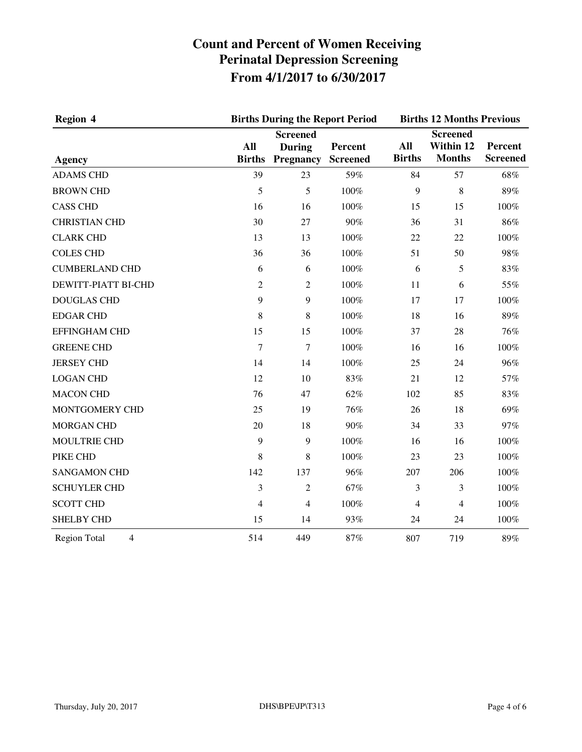# Count and Percent of Women Receiving Perinatal Depression Screening From 4/1/2017 to 6/30/2017

| Region 4 | Births During the Report Period | | | Births 12 Months Previous | | |
|---|---|---|---|---|---|---|
| Agency | All Births | Screened During Pregnancy | Percent Screened | All Births | Screened Within 12 Months | Percent Screened |
| ADAMS CHD | 39 | 23 | 59% | 84 | 57 | 68% |
| BROWN CHD | 5 | 5 | 100% | 9 | 8 | 89% |
| CASS CHD | 16 | 16 | 100% | 15 | 15 | 100% |
| CHRISTIAN CHD | 30 | 27 | 90% | 36 | 31 | 86% |
| CLARK CHD | 13 | 13 | 100% | 22 | 22 | 100% |
| COLES CHD | 36 | 36 | 100% | 51 | 50 | 98% |
| CUMBERLAND CHD | 6 | 6 | 100% | 6 | 5 | 83% |
| DEWITT-PIATT BI-CHD | 2 | 2 | 100% | 11 | 6 | 55% |
| DOUGLAS CHD | 9 | 9 | 100% | 17 | 17 | 100% |
| EDGAR CHD | 8 | 8 | 100% | 18 | 16 | 89% |
| EFFINGHAM CHD | 15 | 15 | 100% | 37 | 28 | 76% |
| GREENE CHD | 7 | 7 | 100% | 16 | 16 | 100% |
| JERSEY CHD | 14 | 14 | 100% | 25 | 24 | 96% |
| LOGAN CHD | 12 | 10 | 83% | 21 | 12 | 57% |
| MACON CHD | 76 | 47 | 62% | 102 | 85 | 83% |
| MONTGOMERY CHD | 25 | 19 | 76% | 26 | 18 | 69% |
| MORGAN CHD | 20 | 18 | 90% | 34 | 33 | 97% |
| MOULTRIE CHD | 9 | 9 | 100% | 16 | 16 | 100% |
| PIKE CHD | 8 | 8 | 100% | 23 | 23 | 100% |
| SANGAMON CHD | 142 | 137 | 96% | 207 | 206 | 100% |
| SCHUYLER CHD | 3 | 2 | 67% | 3 | 3 | 100% |
| SCOTT CHD | 4 | 4 | 100% | 4 | 4 | 100% |
| SHELBY CHD | 15 | 14 | 93% | 24 | 24 | 100% |
| Region Total 4 | 514 | 449 | 87% | 807 | 719 | 89% |

Thursday, July 20, 2017 DHS\BPE\JP\T313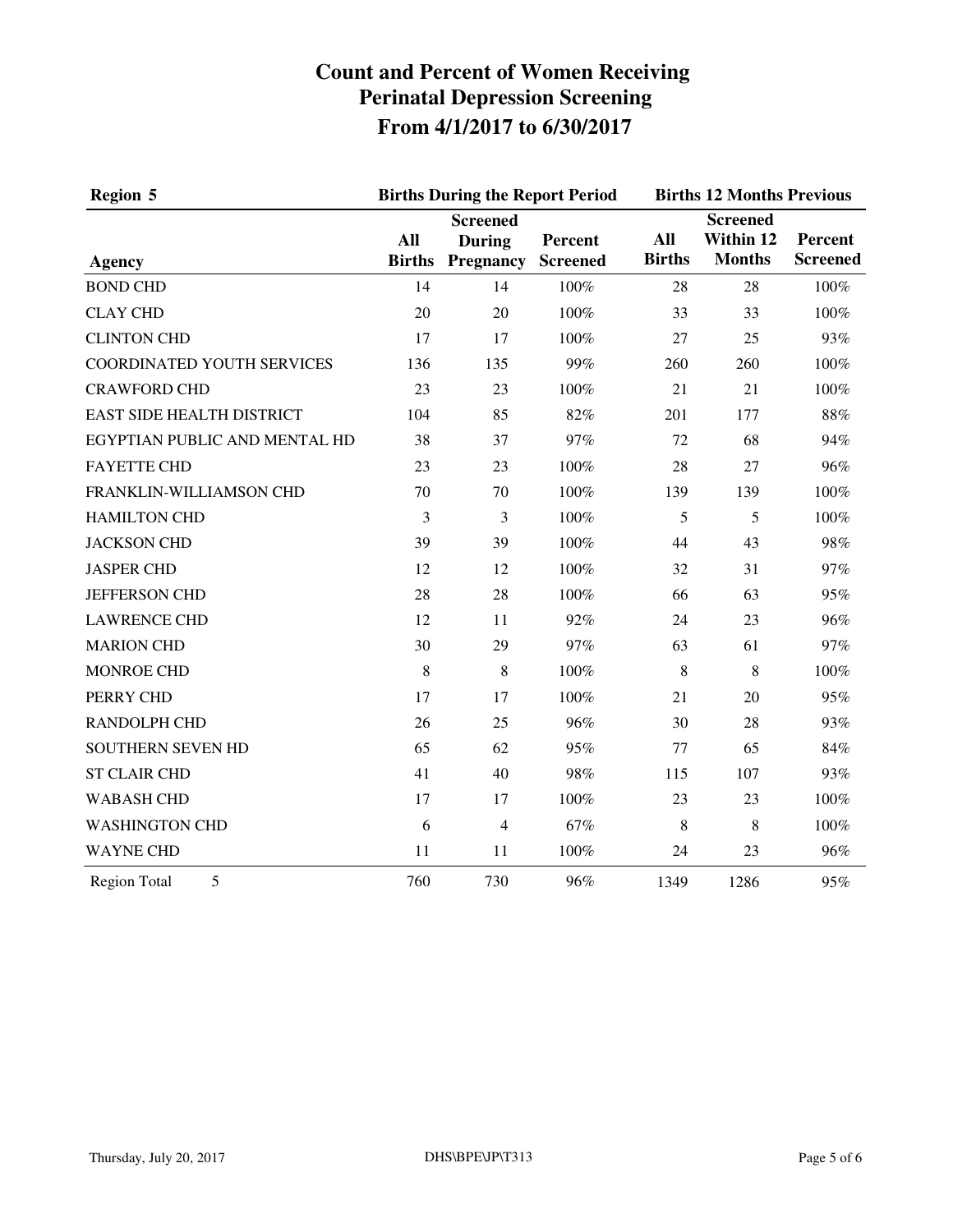# Count and Percent of Women Receiving Perinatal Depression Screening From 4/1/2017 to 6/30/2017

| Region 5 | Births During the Report Period | | | Births 12 Months Previous | | |
|---|---|---|---|---|---|---|
| Agency | All Births | Screened During Pregnancy | Percent Screened | All Births | Screened Within 12 Months | Percent Screened |
| BOND CHD | 14 | 14 | 100% | 28 | 28 | 100% |
| CLAY CHD | 20 | 20 | 100% | 33 | 33 | 100% |
| CLINTON CHD | 17 | 17 | 100% | 27 | 25 | 93% |
| COORDINATED YOUTH SERVICES | 136 | 135 | 99% | 260 | 260 | 100% |
| CRAWFORD CHD | 23 | 23 | 100% | 21 | 21 | 100% |
| EAST SIDE HEALTH DISTRICT | 104 | 85 | 82% | 201 | 177 | 88% |
| EGYPTIAN PUBLIC AND MENTAL HD | 38 | 37 | 97% | 72 | 68 | 94% |
| FAYETTE CHD | 23 | 23 | 100% | 28 | 27 | 96% |
| FRANKLIN-WILLIAMSON CHD | 70 | 70 | 100% | 139 | 139 | 100% |
| HAMILTON CHD | 3 | 3 | 100% | 5 | 5 | 100% |
| JACKSON CHD | 39 | 39 | 100% | 44 | 43 | 98% |
| JASPER CHD | 12 | 12 | 100% | 32 | 31 | 97% |
| JEFFERSON CHD | 28 | 28 | 100% | 66 | 63 | 95% |
| LAWRENCE CHD | 12 | 11 | 92% | 24 | 23 | 96% |
| MARION CHD | 30 | 29 | 97% | 63 | 61 | 97% |
| MONROE CHD | 8 | 8 | 100% | 8 | 8 | 100% |
| PERRY CHD | 17 | 17 | 100% | 21 | 20 | 95% |
| RANDOLPH CHD | 26 | 25 | 96% | 30 | 28 | 93% |
| SOUTHERN SEVEN HD | 65 | 62 | 95% | 77 | 65 | 84% |
| ST CLAIR CHD | 41 | 40 | 98% | 115 | 107 | 93% |
| WABASH CHD | 17 | 17 | 100% | 23 | 23 | 100% |
| WASHINGTON CHD | 6 | 4 | 67% | 8 | 8 | 100% |
| WAYNE CHD | 11 | 11 | 100% | 24 | 23 | 96% |
| Region Total 5 | 760 | 730 | 96% | 1349 | 1286 | 95% |

Thursday, July 20, 2017 DHS\BPE\JP\T313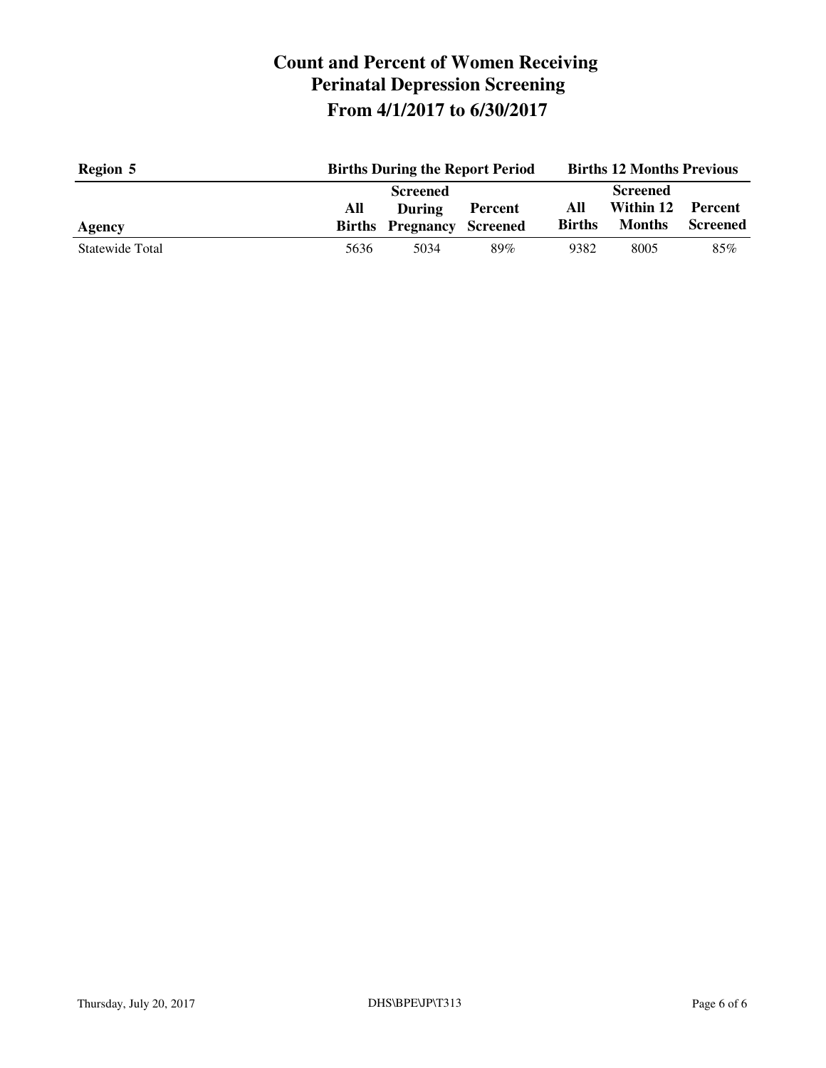# Count and Percent of Women Receiving Perinatal Depression Screening From 4/1/2017 to 6/30/2017

| Region 5 | Births During the Report Period | | | Births 12 Months Previous | | |
|---|---|---|---|---|---|---|
| Agency | All Births | Screened During Pregnancy | Percent Screened | All Births | Screened Within 12 Months | Percent Screened |
| Statewide Total | 5636 | 5034 | 89% | 9382 | 8005 | 85% |

Thursday, July 20, 2017

DHS\BPE\JP\T313